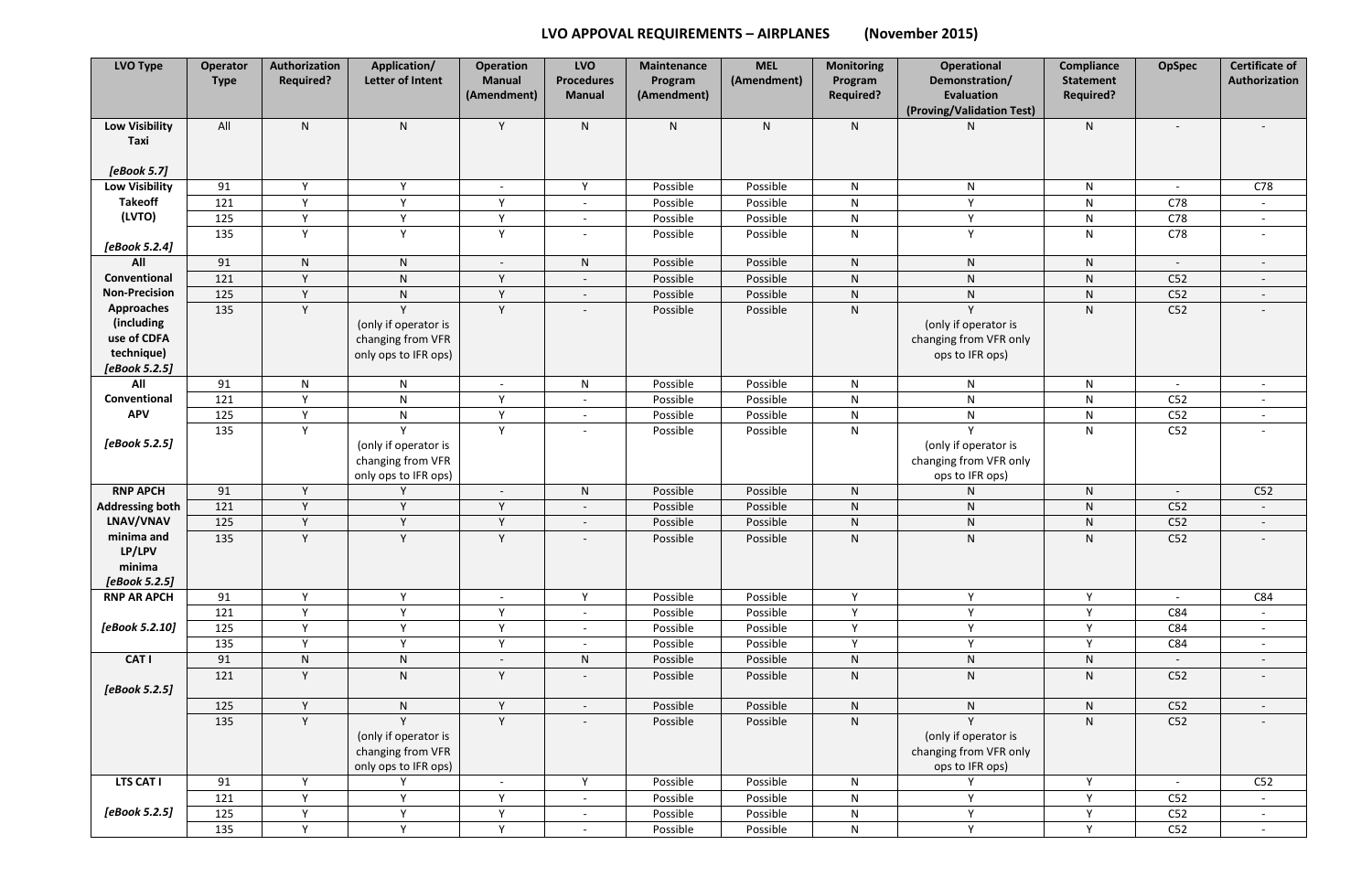# LVO APPOVAL REQUIREMENTS – AIRPLANES (November 2015)

| LVO Type | Operator Type | Authorization Required? | Application/ Letter of Intent | Operation Manual (Amendment) | LVO Procedures Manual | Maintenance Program (Amendment) | MEL (Amendment) | Monitoring Program Required? | Operational Demonstration/ Evaluation (Proving/Validation Test) | Compliance Statement Required? | OpSpec | Certificate of Authorization |
|---|---|---|---|---|---|---|---|---|---|---|---|---|
| Low Visibility Taxi *[eBook 5.7]* | All | N | N | Y | N | N | N | N | N | N | - | - |
| Low Visibility Takeoff (LVTO) *[eBook 5.2.4]* | 91 | Y | Y | - | Y | Possible | Possible | N | N | N | - | C78 |
| | 121 | Y | Y | Y | - | Possible | Possible | N | Y | N | C78 | - |
| | 125 | Y | Y | Y | - | Possible | Possible | N | Y | N | C78 | - |
| | 135 | Y | Y | Y | - | Possible | Possible | N | Y | N | C78 | - |
| All Conventional Non-Precision Approaches (including use of CDFA technique) *[eBook 5.2.5]* | 91 | N | N | - | N | Possible | Possible | N | N | N | - | - |
| | 121 | Y | N | Y | - | Possible | Possible | N | N | N | C52 | - |
| | 125 | Y | N | Y | - | Possible | Possible | N | N | N | C52 | - |
| | 135 | Y | Y (only if operator is changing from VFR only ops to IFR ops) | Y | - | Possible | Possible | N | Y (only if operator is changing from VFR only ops to IFR ops) | N | C52 | - |
| All Conventional APV *[eBook 5.2.5]* | 91 | N | N | - | N | Possible | Possible | N | N | N | - | - |
| | 121 | Y | N | Y | - | Possible | Possible | N | N | N | C52 | - |
| | 125 | Y | N | Y | - | Possible | Possible | N | N | N | C52 | - |
| | 135 | Y | Y (only if operator is changing from VFR only ops to IFR ops) | Y | - | Possible | Possible | N | Y (only if operator is changing from VFR only ops to IFR ops) | N | C52 | - |
| RNP APCH Addressing both LNAV/VNAV minima and LP/LPV minima *[eBook 5.2.5]* | 91 | Y | Y | - | N | Possible | Possible | N | N | N | - | C52 |
| | 121 | Y | Y | Y | - | Possible | Possible | N | N | N | C52 | - |
| | 125 | Y | Y | Y | - | Possible | Possible | N | N | N | C52 | - |
| | 135 | Y | Y | Y | - | Possible | Possible | N | N | N | C52 | - |
| RNP AR APCH *[eBook 5.2.10]* | 91 | Y | Y | - | Y | Possible | Possible | Y | Y | Y | - | C84 |
| | 121 | Y | Y | Y | - | Possible | Possible | Y | Y | Y | C84 | - |
| | 125 | Y | Y | Y | - | Possible | Possible | Y | Y | Y | C84 | - |
| | 135 | Y | Y | Y | - | Possible | Possible | Y | Y | Y | C84 | - |
| CAT I *[eBook 5.2.5]* | 91 | N | N | - | N | Possible | Possible | N | N | N | - | - |
| | 121 | Y | N | Y | - | Possible | Possible | N | N | N | C52 | - |
| | 125 | Y | N | Y | - | Possible | Possible | N | N | N | C52 | - |
| | 135 | Y | Y (only if operator is changing from VFR only ops to IFR ops) | Y | - | Possible | Possible | N | Y (only if operator is changing from VFR only ops to IFR ops) | N | C52 | - |
| LTS CAT I *[eBook 5.2.5]* | 91 | Y | Y | - | Y | Possible | Possible | N | Y | Y | - | C52 |
| | 121 | Y | Y | Y | - | Possible | Possible | N | Y | Y | C52 | - |
| | 125 | Y | Y | Y | - | Possible | Possible | N | Y | Y | C52 | - |
| | 135 | Y | Y | Y | - | Possible | Possible | N | Y | Y | C52 | - |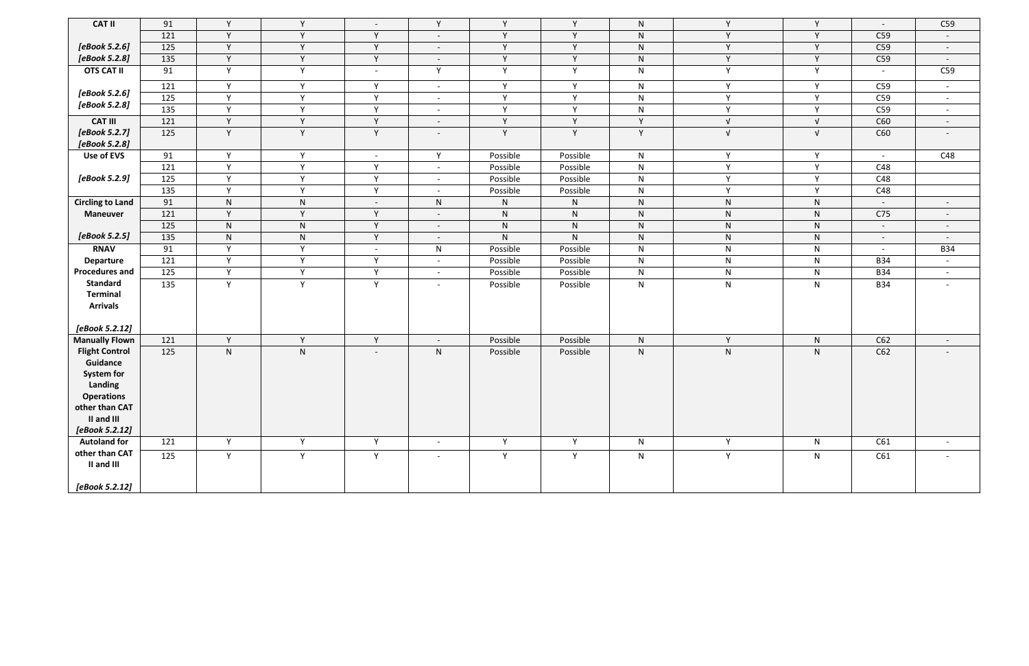| | | | | | | | | | | | | |
|---|---|---|---|---|---|---|---|---|---|---|---|---|
| **CAT II** | 91 | Y | Y | - | Y | Y | Y | N | Y | Y | - | C59 |
| | 121 | Y | Y | Y | - | Y | Y | N | Y | Y | C59 | - |
| ***[eBook 5.2.6]*** | 125 | Y | Y | Y | - | Y | Y | N | Y | Y | C59 | - |
| ***[eBook 5.2.8]*** | 135 | Y | Y | Y | - | Y | Y | N | Y | Y | C59 | - |
| **OTS CAT II** | 91 | Y | Y | - | Y | Y | Y | N | Y | Y | - | C59 |
| ***[eBook 5.2.6]*** | 121 | Y | Y | Y | - | Y | Y | N | Y | Y | C59 | - |
| ***[eBook 5.2.8]*** | 125 | Y | Y | Y | - | Y | Y | N | Y | Y | C59 | - |
| | 135 | Y | Y | Y | - | Y | Y | N | Y | Y | C59 | - |
| **CAT III** | 121 | Y | Y | Y | - | Y | Y | Y | √ | √ | C60 | - |
| ***[eBook 5.2.7]*** ***[eBook 5.2.8]*** | 125 | Y | Y | Y | - | Y | Y | Y | √ | √ | C60 | - |
| **Use of EVS** | 91 | Y | Y | - | Y | Possible | Possible | N | Y | Y | - | C48 |
| | 121 | Y | Y | Y | - | Possible | Possible | N | Y | Y | C48 | |
| ***[eBook 5.2.9]*** | 125 | Y | Y | Y | - | Possible | Possible | N | Y | Y | C48 | |
| | 135 | Y | Y | Y | - | Possible | Possible | N | Y | Y | C48 | |
| **Circling to Land** | 91 | N | N | - | N | N | N | N | N | N | - | - |
| **Maneuver** | 121 | Y | Y | Y | - | N | N | N | N | N | C75 | - |
| | 125 | N | N | Y | - | N | N | N | N | N | - | - |
| ***[eBook 5.2.5]*** | 135 | N | N | Y | - | N | N | N | N | N | - | - |
| **RNAV** | 91 | Y | Y | - | N | Possible | Possible | N | N | N | - | B34 |
| **Departure** | 121 | Y | Y | Y | - | Possible | Possible | N | N | N | B34 | - |
| **Procedures and** | 125 | Y | Y | Y | - | Possible | Possible | N | N | N | B34 | - |
| **Standard Terminal Arrivals** ***[eBook 5.2.12]*** | 135 | Y | Y | Y | - | Possible | Possible | N | N | N | B34 | - |
| **Manually Flown** | 121 | Y | Y | Y | - | Possible | Possible | N | Y | N | C62 | - |
| **Flight Control Guidance System for Landing Operations other than CAT II and III** ***[eBook 5.2.12]*** | 125 | N | N | - | N | Possible | Possible | N | N | N | C62 | - |
| **Autoland for** | 121 | Y | Y | Y | - | Y | Y | N | Y | N | C61 | - |
| **other than CAT II and III** ***[eBook 5.2.12]*** | 125 | Y | Y | Y | - | Y | Y | N | Y | N | C61 | - |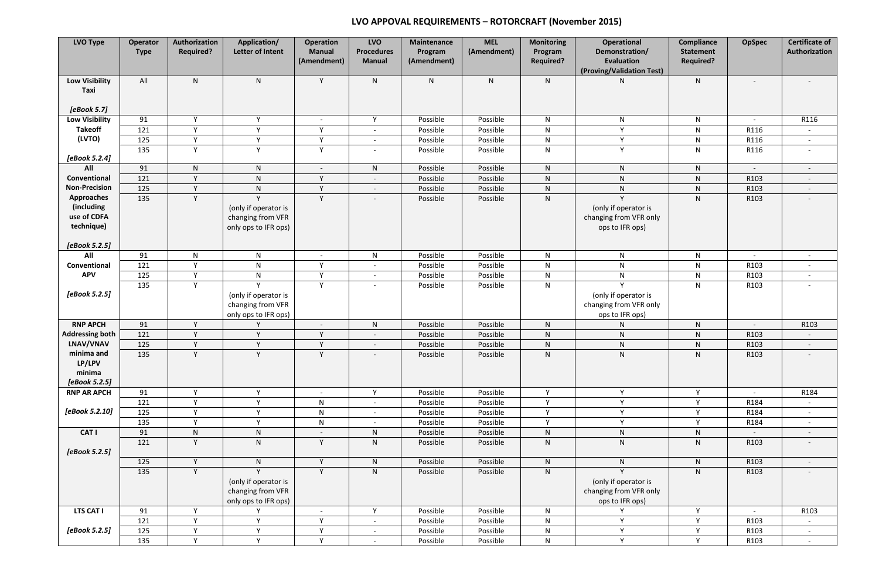# LVO APPOVAL REQUIREMENTS – ROTORCRAFT (November 2015)

| LVO Type | Operator Type | Authorization Required? | Application/ Letter of Intent | Operation Manual (Amendment) | LVO Procedures Manual | Maintenance Program (Amendment) | MEL (Amendment) | Monitoring Program Required? | Operational Demonstration/ Evaluation (Proving/Validation Test) | Compliance Statement Required? | OpSpec | Certificate of Authorization |
|---|---|---|---|---|---|---|---|---|---|---|---|---|
| **Low Visibility Taxi** *[eBook 5.7]* | All | N | N | Y | N | N | N | N | N | N | - | - |
| **Low Visibility Takeoff (LVTO)** *[eBook 5.2.4]* | 91 | Y | Y | - | Y | Possible | Possible | N | N | N | - | R116 |
| | 121 | Y | Y | Y | - | Possible | Possible | N | Y | N | R116 | - |
| | 125 | Y | Y | Y | - | Possible | Possible | N | Y | N | R116 | - |
| | 135 | Y | Y | Y | - | Possible | Possible | N | Y | N | R116 | - |
| **All Conventional Non-Precision Approaches (including use of CDFA technique)** *[eBook 5.2.5]* | 91 | N | N | - | N | Possible | Possible | N | N | N | - | - |
| | 121 | Y | N | Y | - | Possible | Possible | N | N | N | R103 | - |
| | 125 | Y | N | Y | - | Possible | Possible | N | N | N | R103 | - |
| | 135 | Y | Y (only if operator is changing from VFR only ops to IFR ops) | Y | - | Possible | Possible | N | Y (only if operator is changing from VFR only ops to IFR ops) | N | R103 | - |
| **All Conventional APV** *[eBook 5.2.5]* | 91 | N | N | - | N | Possible | Possible | N | N | N | - | - |
| | 121 | Y | N | Y | - | Possible | Possible | N | N | N | R103 | - |
| | 125 | Y | N | Y | - | Possible | Possible | N | N | N | R103 | - |
| | 135 | Y | Y (only if operator is changing from VFR only ops to IFR ops) | Y | - | Possible | Possible | N | Y (only if operator is changing from VFR only ops to IFR ops) | N | R103 | - |
| **RNP APCH Addressing both LNAV/VNAV minima and LP/LPV minima** *[eBook 5.2.5]* | 91 | Y | Y | - | N | Possible | Possible | N | N | N | - | R103 |
| | 121 | Y | Y | Y | - | Possible | Possible | N | N | N | R103 | - |
| | 125 | Y | Y | Y | - | Possible | Possible | N | N | N | R103 | - |
| | 135 | Y | Y | Y | - | Possible | Possible | N | N | N | R103 | - |
| **RNP AR APCH** *[eBook 5.2.10]* | 91 | Y | Y | - | Y | Possible | Possible | Y | Y | Y | - | R184 |
| | 121 | Y | Y | N | - | Possible | Possible | Y | Y | Y | R184 | - |
| | 125 | Y | Y | N | - | Possible | Possible | Y | Y | Y | R184 | - |
| | 135 | Y | Y | N | - | Possible | Possible | Y | Y | Y | R184 | - |
| **CAT I** *[eBook 5.2.5]* | 91 | N | N | - | N | Possible | Possible | N | N | N | - | - |
| | 121 | Y | N | Y | N | Possible | Possible | N | N | N | R103 | - |
| | 125 | Y | N | Y | N | Possible | Possible | N | N | N | R103 | - |
| | 135 | Y | Y (only if operator is changing from VFR only ops to IFR ops) | Y | N | Possible | Possible | N | Y (only if operator is changing from VFR only ops to IFR ops) | N | R103 | - |
| **LTS CAT I** *[eBook 5.2.5]* | 91 | Y | Y | - | Y | Possible | Possible | N | Y | Y | - | R103 |
| | 121 | Y | Y | Y | - | Possible | Possible | N | Y | Y | R103 | - |
| | 125 | Y | Y | Y | - | Possible | Possible | N | Y | Y | R103 | - |
| | 135 | Y | Y | Y | - | Possible | Possible | N | Y | Y | R103 | - |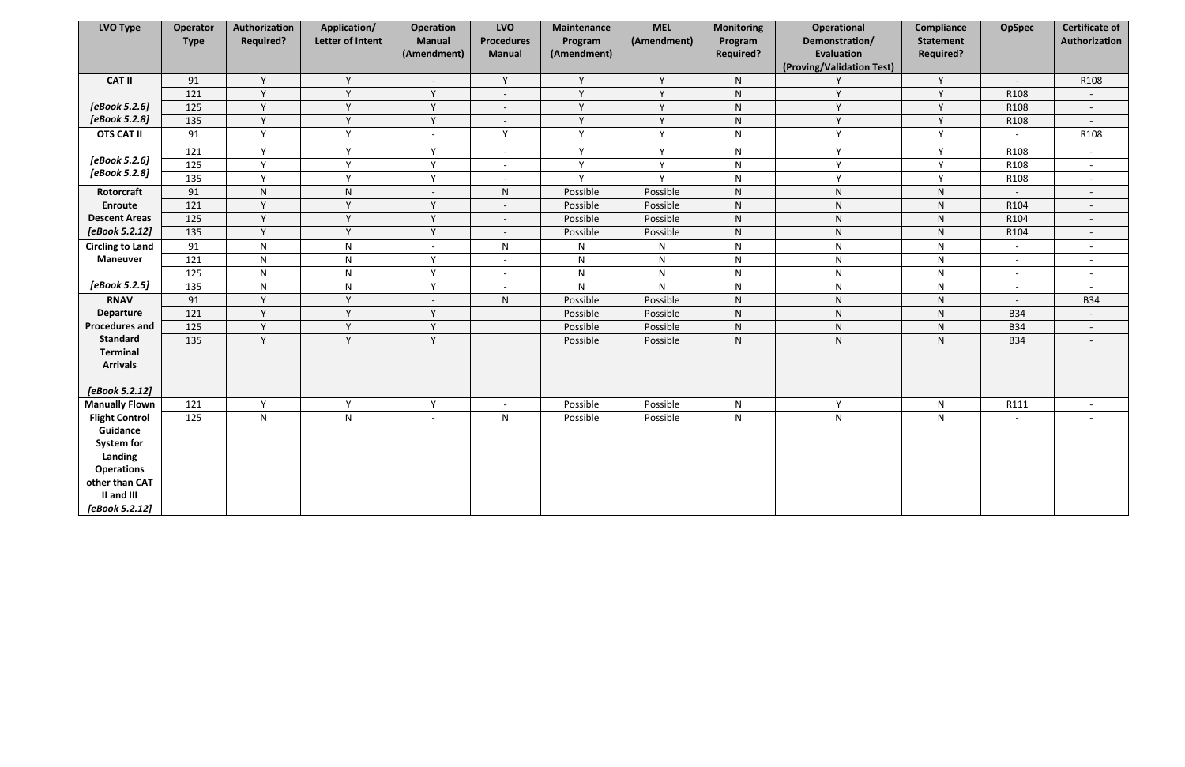| LVO Type | Operator Type | Authorization Required? | Application/ Letter of Intent | Operation Manual (Amendment) | LVO Procedures Manual | Maintenance Program (Amendment) | MEL (Amendment) | Monitoring Program Required? | Operational Demonstration/ Evaluation (Proving/Validation Test) | Compliance Statement Required? | OpSpec | Certificate of Authorization |
|---|---|---|---|---|---|---|---|---|---|---|---|---|
| **CAT II** | 91 | Y | Y | - | Y | Y | Y | N | Y | Y | - | R108 |
| | 121 | Y | Y | Y | - | Y | Y | N | Y | Y | R108 | - |
| ***[eBook 5.2.6]*** | 125 | Y | Y | Y | - | Y | Y | N | Y | Y | R108 | - |
| ***[eBook 5.2.8]*** | 135 | Y | Y | Y | - | Y | Y | N | Y | Y | R108 | - |
| **OTS CAT II** | 91 | Y | Y | - | Y | Y | Y | N | Y | Y | - | R108 |
| ***[eBook 5.2.6]*** | 121 | Y | Y | Y | - | Y | Y | N | Y | Y | R108 | - |
| ***[eBook 5.2.8]*** | 125 | Y | Y | Y | - | Y | Y | N | Y | Y | R108 | - |
| | 135 | Y | Y | Y | - | Y | Y | N | Y | Y | R108 | - |
| **Rotorcraft** | 91 | N | N | - | N | Possible | Possible | N | N | N | - | - |
| **Enroute** | 121 | Y | Y | Y | - | Possible | Possible | N | N | N | R104 | - |
| **Descent Areas** | 125 | Y | Y | Y | - | Possible | Possible | N | N | N | R104 | - |
| ***[eBook 5.2.12]*** | 135 | Y | Y | Y | - | Possible | Possible | N | N | N | R104 | - |
| **Circling to Land** | 91 | N | N | - | N | N | N | N | N | N | - | - |
| **Maneuver** | 121 | N | N | Y | - | N | N | N | N | N | - | - |
| | 125 | N | N | Y | - | N | N | N | N | N | - | - |
| ***[eBook 5.2.5]*** | 135 | N | N | Y | - | N | N | N | N | N | - | - |
| **RNAV** | 91 | Y | Y | - | N | Possible | Possible | N | N | N | - | B34 |
| **Departure** | 121 | Y | Y | Y | | Possible | Possible | N | N | N | B34 | - |
| **Procedures and** | 125 | Y | Y | Y | | Possible | Possible | N | N | N | B34 | - |
| **Standard Terminal Arrivals** ***[eBook 5.2.12]*** | 135 | Y | Y | Y | | Possible | Possible | N | N | N | B34 | - |
| **Manually Flown** | 121 | Y | Y | Y | - | Possible | Possible | N | Y | N | R111 | - |
| **Flight Control Guidance System for Landing Operations other than CAT II and III** ***[eBook 5.2.12]*** | 125 | N | N | - | N | Possible | Possible | N | N | N | - | - |